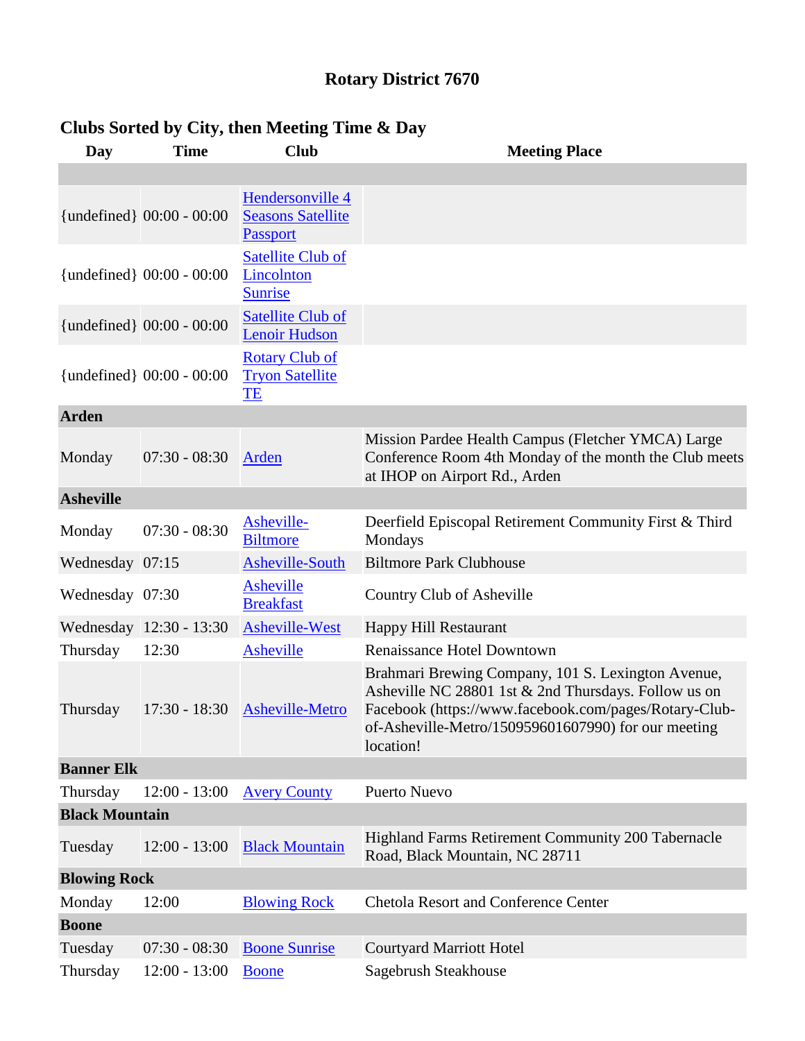# Rotary District 7670

## Clubs Sorted by City, then Meeting Time & Day

| Day | Time | Club | Meeting Place |
|---|---|---|---|
| | | | |
| {undefined} | 00:00 - 00:00 | Hendersonville 4 Seasons Satellite Passport | |
| {undefined} | 00:00 - 00:00 | Satellite Club of Lincolnton Sunrise | |
| {undefined} | 00:00 - 00:00 | Satellite Club of Lenoir Hudson | |
| {undefined} | 00:00 - 00:00 | Rotary Club of Tryon Satellite TE | |
| **Arden** | | | |
| Monday | 07:30 - 08:30 | Arden | Mission Pardee Health Campus (Fletcher YMCA) Large Conference Room 4th Monday of the month the Club meets at IHOP on Airport Rd., Arden |
| **Asheville** | | | |
| Monday | 07:30 - 08:30 | Asheville-Biltmore | Deerfield Episcopal Retirement Community First & Third Mondays |
| Wednesday | 07:15 | Asheville-South | Biltmore Park Clubhouse |
| Wednesday | 07:30 | Asheville Breakfast | Country Club of Asheville |
| Wednesday | 12:30 - 13:30 | Asheville-West | Happy Hill Restaurant |
| Thursday | 12:30 | Asheville | Renaissance Hotel Downtown |
| Thursday | 17:30 - 18:30 | Asheville-Metro | Brahmari Brewing Company, 101 S. Lexington Avenue, Asheville NC 28801 1st & 2nd Thursdays. Follow us on Facebook (https://www.facebook.com/pages/Rotary-Club-of-Asheville-Metro/150959601607990) for our meeting location! |
| **Banner Elk** | | | |
| Thursday | 12:00 - 13:00 | Avery County | Puerto Nuevo |
| **Black Mountain** | | | |
| Tuesday | 12:00 - 13:00 | Black Mountain | Highland Farms Retirement Community 200 Tabernacle Road, Black Mountain, NC 28711 |
| **Blowing Rock** | | | |
| Monday | 12:00 | Blowing Rock | Chetola Resort and Conference Center |
| **Boone** | | | |
| Tuesday | 07:30 - 08:30 | Boone Sunrise | Courtyard Marriott Hotel |
| Thursday | 12:00 - 13:00 | Boone | Sagebrush Steakhouse |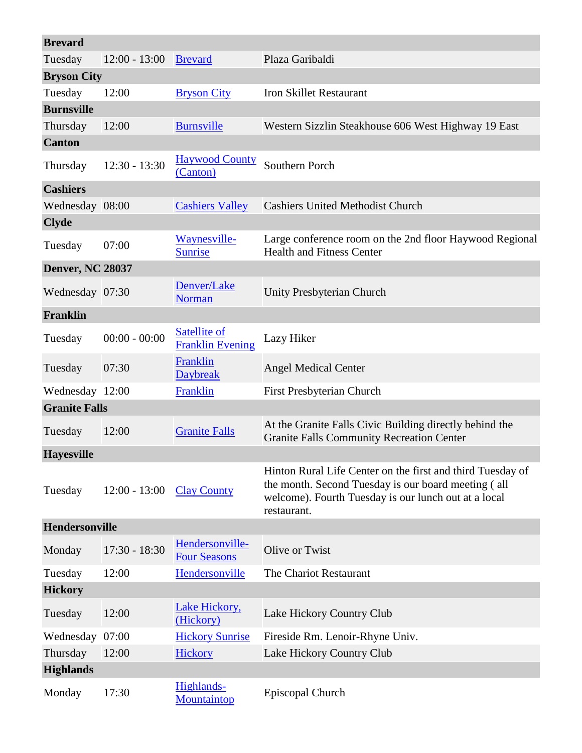| | | | |
|---|---|---|---|
| **Brevard** | | | |
| Tuesday | 12:00 - 13:00 | Brevard | Plaza Garibaldi |
| **Bryson City** | | | |
| Tuesday | 12:00 | Bryson City | Iron Skillet Restaurant |
| **Burnsville** | | | |
| Thursday | 12:00 | Burnsville | Western Sizzlin Steakhouse 606 West Highway 19 East |
| **Canton** | | | |
| Thursday | 12:30 - 13:30 | Haywood County (Canton) | Southern Porch |
| **Cashiers** | | | |
| Wednesday | 08:00 | Cashiers Valley | Cashiers United Methodist Church |
| **Clyde** | | | |
| Tuesday | 07:00 | Waynesville-Sunrise | Large conference room on the 2nd floor Haywood Regional Health and Fitness Center |
| **Denver, NC 28037** | | | |
| Wednesday | 07:30 | Denver/Lake Norman | Unity Presbyterian Church |
| **Franklin** | | | |
| Tuesday | 00:00 - 00:00 | Satellite of Franklin Evening | Lazy Hiker |
| Tuesday | 07:30 | Franklin Daybreak | Angel Medical Center |
| Wednesday | 12:00 | Franklin | First Presbyterian Church |
| **Granite Falls** | | | |
| Tuesday | 12:00 | Granite Falls | At the Granite Falls Civic Building directly behind the Granite Falls Community Recreation Center |
| **Hayesville** | | | |
| Tuesday | 12:00 - 13:00 | Clay County | Hinton Rural Life Center on the first and third Tuesday of the month. Second Tuesday is our board meeting ( all welcome). Fourth Tuesday is our lunch out at a local restaurant. |
| **Hendersonville** | | | |
| Monday | 17:30 - 18:30 | Hendersonville-Four Seasons | Olive or Twist |
| Tuesday | 12:00 | Hendersonville | The Chariot Restaurant |
| **Hickory** | | | |
| Tuesday | 12:00 | Lake Hickory, (Hickory) | Lake Hickory Country Club |
| Wednesday | 07:00 | Hickory Sunrise | Fireside Rm. Lenoir-Rhyne Univ. |
| Thursday | 12:00 | Hickory | Lake Hickory Country Club |
| **Highlands** | | | |
| Monday | 17:30 | Highlands-Mountaintop | Episcopal Church |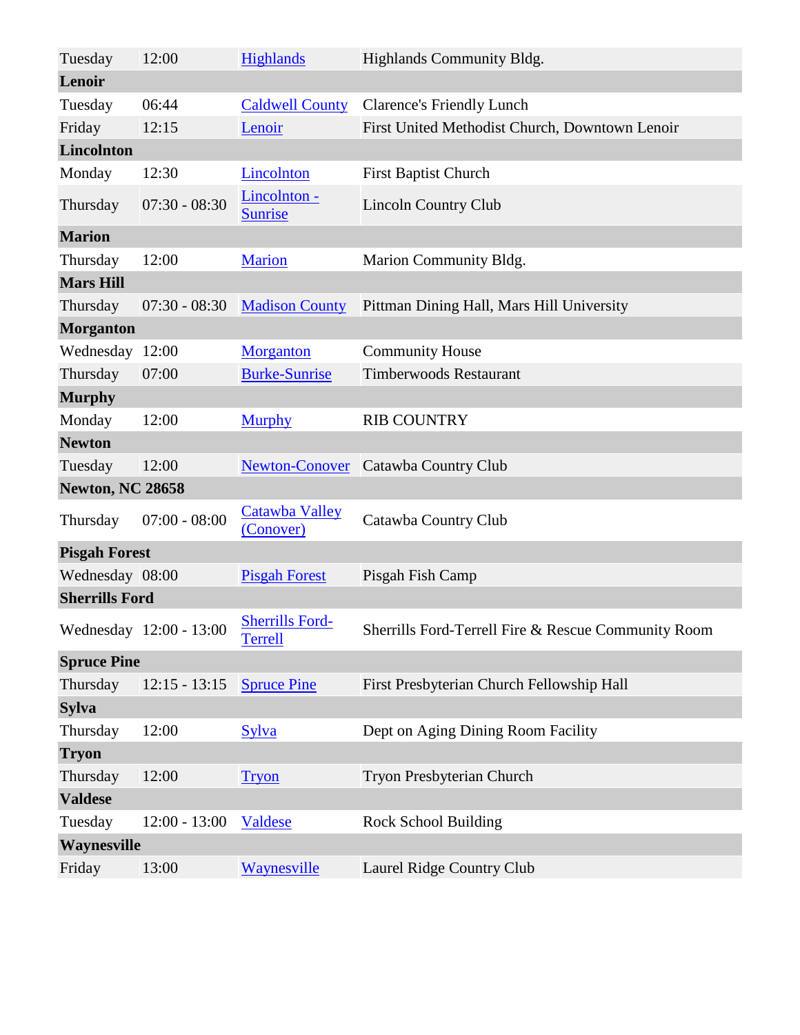| | | | |
|---|---|---|---|
| Tuesday | 12:00 | Highlands | Highlands Community Bldg. |
| **Lenoir** | | | |
| Tuesday | 06:44 | Caldwell County | Clarence's Friendly Lunch |
| Friday | 12:15 | Lenoir | First United Methodist Church, Downtown Lenoir |
| **Lincolnton** | | | |
| Monday | 12:30 | Lincolnton | First Baptist Church |
| Thursday | 07:30 - 08:30 | Lincolnton - Sunrise | Lincoln Country Club |
| **Marion** | | | |
| Thursday | 12:00 | Marion | Marion Community Bldg. |
| **Mars Hill** | | | |
| Thursday | 07:30 - 08:30 | Madison County | Pittman Dining Hall, Mars Hill University |
| **Morganton** | | | |
| Wednesday | 12:00 | Morganton | Community House |
| Thursday | 07:00 | Burke-Sunrise | Timberwoods Restaurant |
| **Murphy** | | | |
| Monday | 12:00 | Murphy | RIB COUNTRY |
| **Newton** | | | |
| Tuesday | 12:00 | Newton-Conover | Catawba Country Club |
| **Newton, NC 28658** | | | |
| Thursday | 07:00 - 08:00 | Catawba Valley (Conover) | Catawba Country Club |
| **Pisgah Forest** | | | |
| Wednesday | 08:00 | Pisgah Forest | Pisgah Fish Camp |
| **Sherrills Ford** | | | |
| Wednesday | 12:00 - 13:00 | Sherrills Ford-Terrell | Sherrills Ford-Terrell Fire & Rescue Community Room |
| **Spruce Pine** | | | |
| Thursday | 12:15 - 13:15 | Spruce Pine | First Presbyterian Church Fellowship Hall |
| **Sylva** | | | |
| Thursday | 12:00 | Sylva | Dept on Aging Dining Room Facility |
| **Tryon** | | | |
| Thursday | 12:00 | Tryon | Tryon Presbyterian Church |
| **Valdese** | | | |
| Tuesday | 12:00 - 13:00 | Valdese | Rock School Building |
| **Waynesville** | | | |
| Friday | 13:00 | Waynesville | Laurel Ridge Country Club |